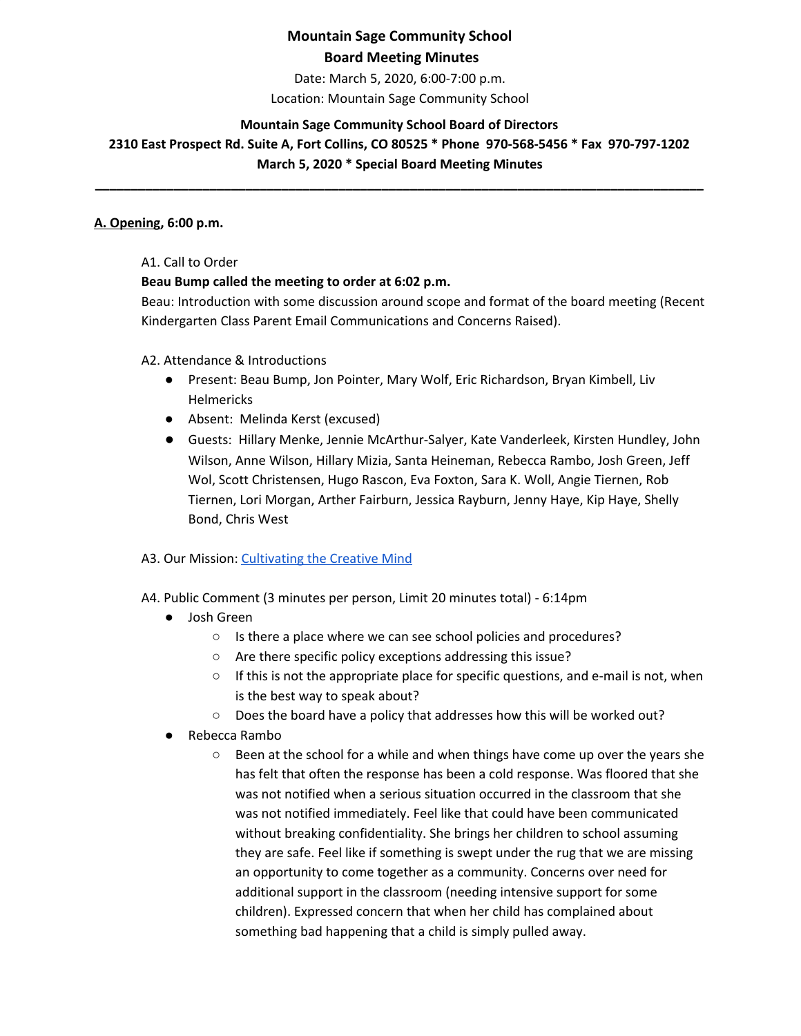**Mountain Sage Community School**

**Board Meeting Minutes**

Date: March 5, 2020, 6:00-7:00 p.m.

Location: Mountain Sage Community School

**Mountain Sage Community School Board of Directors**

**2310 East Prospect Rd. Suite A, Fort Collins, CO 80525 * Phone 970-568-5456 * Fax 970-797-1202**

**March 5, 2020 * Special Board Meeting Minutes**

---

**A. Opening, 6:00 p.m.**

A1. Call to Order

**Beau Bump called the meeting to order at 6:02 p.m.**

Beau: Introduction with some discussion around scope and format of the board meeting (Recent Kindergarten Class Parent Email Communications and Concerns Raised).

A2. Attendance & Introductions

- Present: Beau Bump, Jon Pointer, Mary Wolf, Eric Richardson, Bryan Kimbell, Liv Helmericks
- Absent: Melinda Kerst (excused)
- Guests: Hillary Menke, Jennie McArthur-Salyer, Kate Vanderleek, Kirsten Hundley, John Wilson, Anne Wilson, Hillary Mizia, Santa Heineman, Rebecca Rambo, Josh Green, Jeff Wol, Scott Christensen, Hugo Rascon, Eva Foxton, Sara K. Woll, Angie Tiernen, Rob Tiernen, Lori Morgan, Arther Fairburn, Jessica Rayburn, Jenny Haye, Kip Haye, Shelly Bond, Chris West

A3. Our Mission: Cultivating the Creative Mind

A4. Public Comment (3 minutes per person, Limit 20 minutes total) - 6:14pm

- Josh Green
  - Is there a place where we can see school policies and procedures?
  - Are there specific policy exceptions addressing this issue?
  - If this is not the appropriate place for specific questions, and e-mail is not, when is the best way to speak about?
  - Does the board have a policy that addresses how this will be worked out?
- Rebecca Rambo
  - Been at the school for a while and when things have come up over the years she has felt that often the response has been a cold response. Was floored that she was not notified when a serious situation occurred in the classroom that she was not notified immediately. Feel like that could have been communicated without breaking confidentiality. She brings her children to school assuming they are safe. Feel like if something is swept under the rug that we are missing an opportunity to come together as a community. Concerns over need for additional support in the classroom (needing intensive support for some children). Expressed concern that when her child has complained about something bad happening that a child is simply pulled away.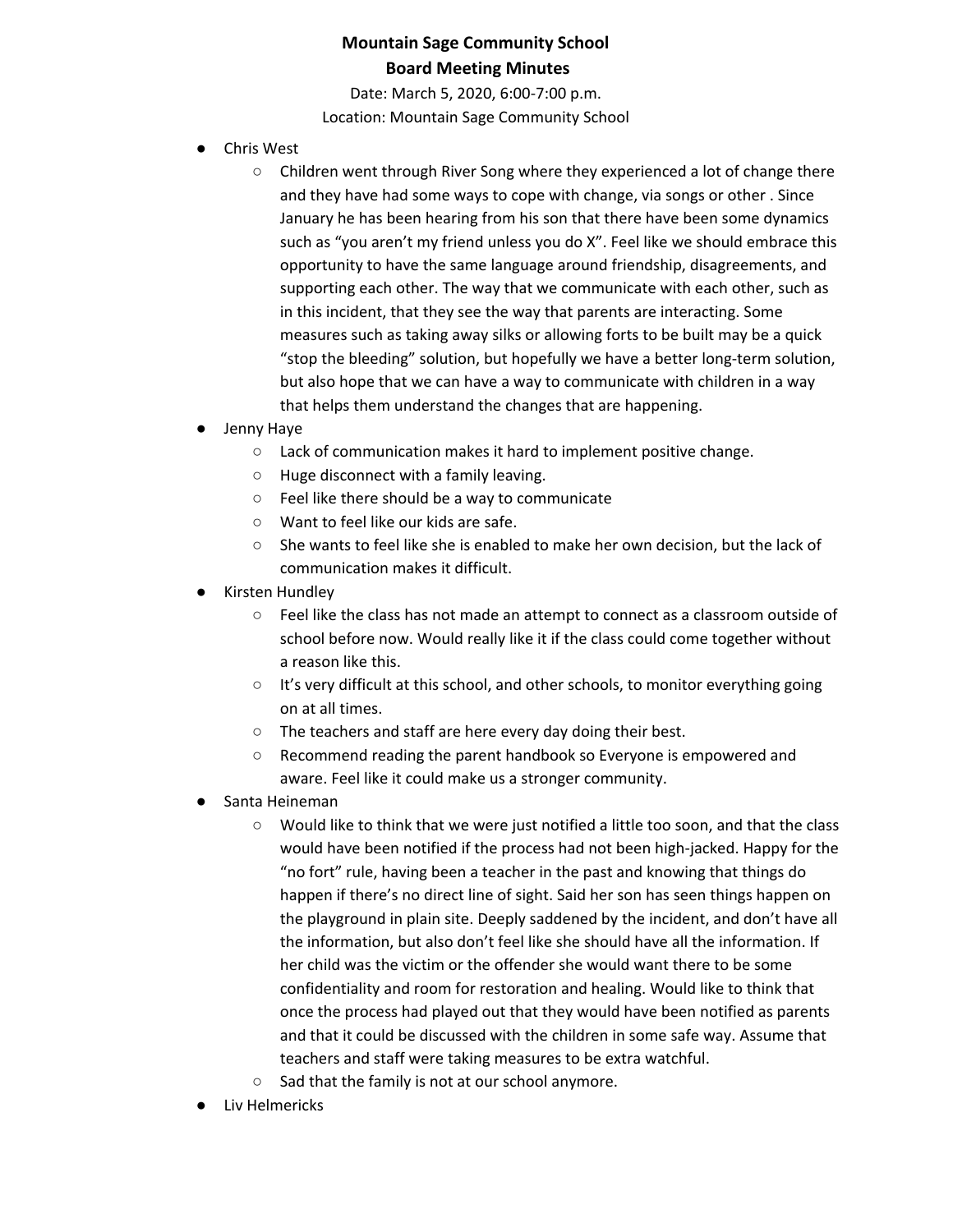**Mountain Sage Community School**
**Board Meeting Minutes**

Date: March 5, 2020, 6:00-7:00 p.m.
Location: Mountain Sage Community School

- Chris West
    - Children went through River Song where they experienced a lot of change there and they have had some ways to cope with change, via songs or other . Since January he has been hearing from his son that there have been some dynamics such as "you aren't my friend unless you do X". Feel like we should embrace this opportunity to have the same language around friendship, disagreements, and supporting each other. The way that we communicate with each other, such as in this incident, that they see the way that parents are interacting. Some measures such as taking away silks or allowing forts to be built may be a quick "stop the bleeding" solution, but hopefully we have a better long-term solution, but also hope that we can have a way to communicate with children in a way that helps them understand the changes that are happening.
- Jenny Haye
    - Lack of communication makes it hard to implement positive change.
    - Huge disconnect with a family leaving.
    - Feel like there should be a way to communicate
    - Want to feel like our kids are safe.
    - She wants to feel like she is enabled to make her own decision, but the lack of communication makes it difficult.
- Kirsten Hundley
    - Feel like the class has not made an attempt to connect as a classroom outside of school before now. Would really like it if the class could come together without a reason like this.
    - It's very difficult at this school, and other schools, to monitor everything going on at all times.
    - The teachers and staff are here every day doing their best.
    - Recommend reading the parent handbook so Everyone is empowered and aware. Feel like it could make us a stronger community.
- Santa Heineman
    - Would like to think that we were just notified a little too soon, and that the class would have been notified if the process had not been high-jacked. Happy for the "no fort" rule, having been a teacher in the past and knowing that things do happen if there's no direct line of sight. Said her son has seen things happen on the playground in plain site. Deeply saddened by the incident, and don't have all the information, but also don't feel like she should have all the information. If her child was the victim or the offender she would want there to be some confidentiality and room for restoration and healing. Would like to think that once the process had played out that they would have been notified as parents and that it could be discussed with the children in some safe way. Assume that teachers and staff were taking measures to be extra watchful.
    - Sad that the family is not at our school anymore.
- Liv Helmericks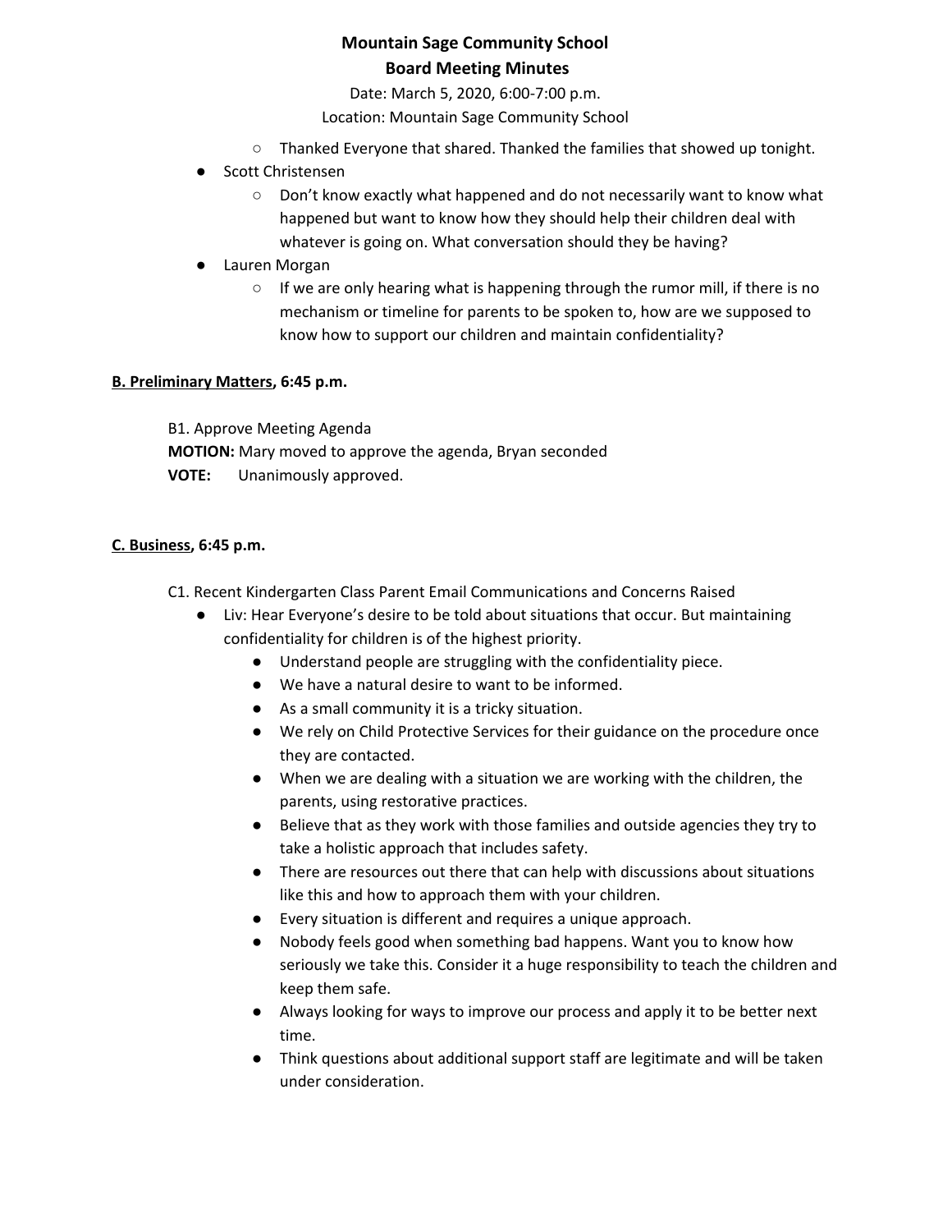- Thanked Everyone that shared. Thanked the families that showed up tonight.

- Scott Christensen
  - Don't know exactly what happened and do not necessarily want to know what happened but want to know how they should help their children deal with whatever is going on. What conversation should they be having?
- Lauren Morgan
  - If we are only hearing what is happening through the rumor mill, if there is no mechanism or timeline for parents to be spoken to, how are we supposed to know how to support our children and maintain confidentiality?

**B. Preliminary Matters, 6:45 p.m.**

B1. Approve Meeting Agenda

**MOTION:** Mary moved to approve the agenda, Bryan seconded

**VOTE:** Unanimously approved.

**C. Business, 6:45 p.m.**

C1. Recent Kindergarten Class Parent Email Communications and Concerns Raised

- Liv: Hear Everyone's desire to be told about situations that occur. But maintaining confidentiality for children is of the highest priority.
  - Understand people are struggling with the confidentiality piece.
  - We have a natural desire to want to be informed.
  - As a small community it is a tricky situation.
  - We rely on Child Protective Services for their guidance on the procedure once they are contacted.
  - When we are dealing with a situation we are working with the children, the parents, using restorative practices.
  - Believe that as they work with those families and outside agencies they try to take a holistic approach that includes safety.
  - There are resources out there that can help with discussions about situations like this and how to approach them with your children.
  - Every situation is different and requires a unique approach.
  - Nobody feels good when something bad happens. Want you to know how seriously we take this. Consider it a huge responsibility to teach the children and keep them safe.
  - Always looking for ways to improve our process and apply it to be better next time.
  - Think questions about additional support staff are legitimate and will be taken under consideration.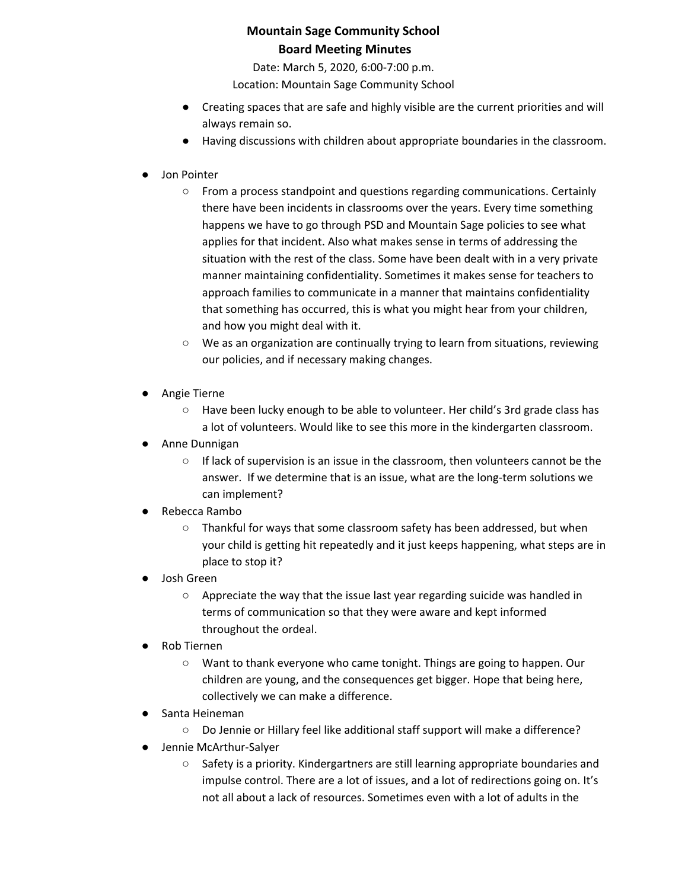**Mountain Sage Community School**
**Board Meeting Minutes**

Date: March 5, 2020, 6:00-7:00 p.m.
Location: Mountain Sage Community School

- Creating spaces that are safe and highly visible are the current priorities and will always remain so.
- Having discussions with children about appropriate boundaries in the classroom.

- Jon Pointer
  - From a process standpoint and questions regarding communications. Certainly there have been incidents in classrooms over the years. Every time something happens we have to go through PSD and Mountain Sage policies to see what applies for that incident. Also what makes sense in terms of addressing the situation with the rest of the class. Some have been dealt with in a very private manner maintaining confidentiality. Sometimes it makes sense for teachers to approach families to communicate in a manner that maintains confidentiality that something has occurred, this is what you might hear from your children, and how you might deal with it.
  - We as an organization are continually trying to learn from situations, reviewing our policies, and if necessary making changes.

- Angie Tierne
  - Have been lucky enough to be able to volunteer. Her child's 3rd grade class has a lot of volunteers. Would like to see this more in the kindergarten classroom.
- Anne Dunnigan
  - If lack of supervision is an issue in the classroom, then volunteers cannot be the answer. If we determine that is an issue, what are the long-term solutions we can implement?
- Rebecca Rambo
  - Thankful for ways that some classroom safety has been addressed, but when your child is getting hit repeatedly and it just keeps happening, what steps are in place to stop it?
- Josh Green
  - Appreciate the way that the issue last year regarding suicide was handled in terms of communication so that they were aware and kept informed throughout the ordeal.
- Rob Tiernen
  - Want to thank everyone who came tonight. Things are going to happen. Our children are young, and the consequences get bigger. Hope that being here, collectively we can make a difference.
- Santa Heineman
  - Do Jennie or Hillary feel like additional staff support will make a difference?
- Jennie McArthur-Salyer
  - Safety is a priority. Kindergartners are still learning appropriate boundaries and impulse control. There are a lot of issues, and a lot of redirections going on. It's not all about a lack of resources. Sometimes even with a lot of adults in the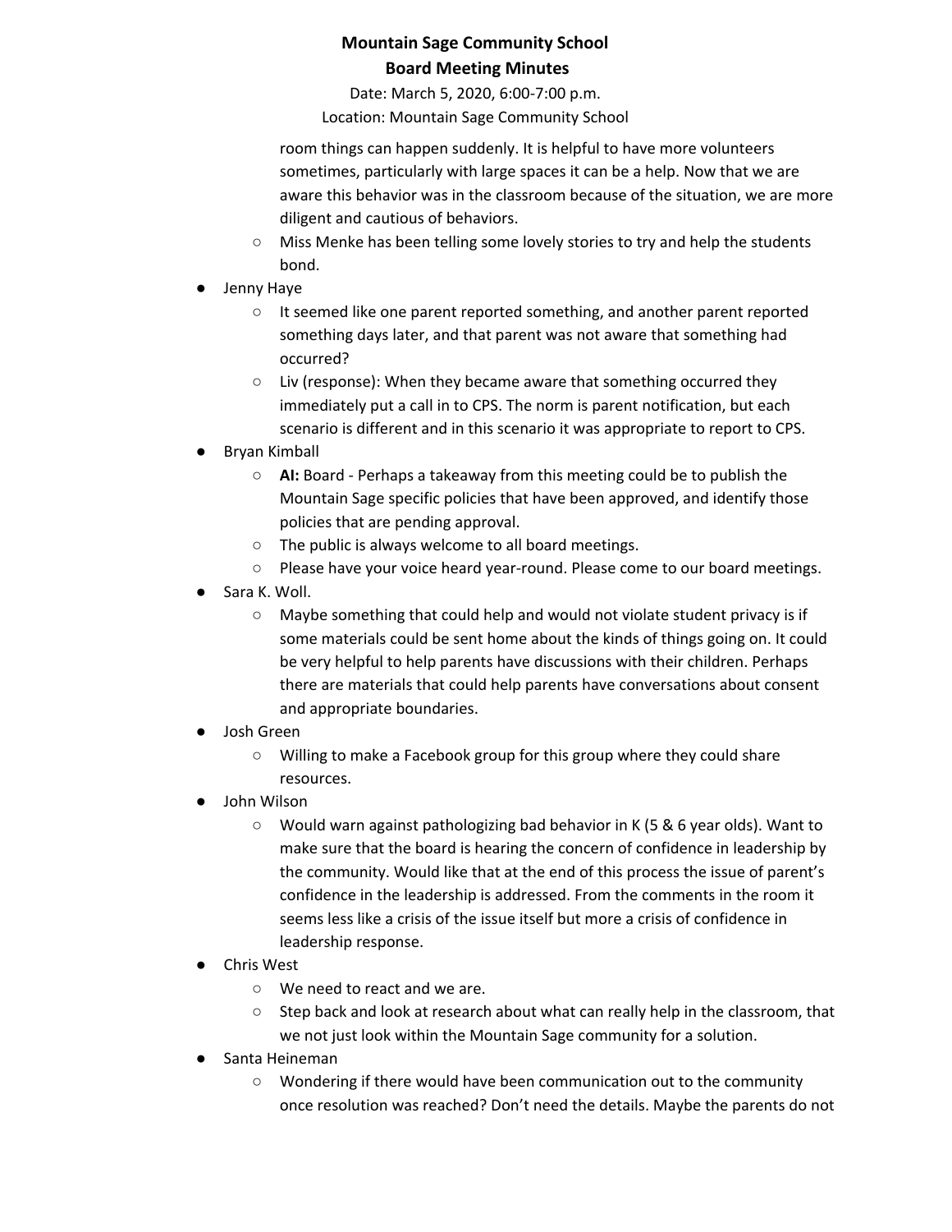room things can happen suddenly. It is helpful to have more volunteers sometimes, particularly with large spaces it can be a help. Now that we are aware this behavior was in the classroom because of the situation, we are more diligent and cautious of behaviors.
  - Miss Menke has been telling some lovely stories to try and help the students bond.
- Jenny Haye
  - It seemed like one parent reported something, and another parent reported something days later, and that parent was not aware that something had occurred?
  - Liv (response): When they became aware that something occurred they immediately put a call in to CPS. The norm is parent notification, but each scenario is different and in this scenario it was appropriate to report to CPS.
- Bryan Kimball
  - **AI:** Board - Perhaps a takeaway from this meeting could be to publish the Mountain Sage specific policies that have been approved, and identify those policies that are pending approval.
  - The public is always welcome to all board meetings.
  - Please have your voice heard year-round. Please come to our board meetings.
- Sara K. Woll.
  - Maybe something that could help and would not violate student privacy is if some materials could be sent home about the kinds of things going on. It could be very helpful to help parents have discussions with their children. Perhaps there are materials that could help parents have conversations about consent and appropriate boundaries.
- Josh Green
  - Willing to make a Facebook group for this group where they could share resources.
- John Wilson
  - Would warn against pathologizing bad behavior in K (5 & 6 year olds). Want to make sure that the board is hearing the concern of confidence in leadership by the community. Would like that at the end of this process the issue of parent's confidence in the leadership is addressed. From the comments in the room it seems less like a crisis of the issue itself but more a crisis of confidence in leadership response.
- Chris West
  - We need to react and we are.
  - Step back and look at research about what can really help in the classroom, that we not just look within the Mountain Sage community for a solution.
- Santa Heineman
  - Wondering if there would have been communication out to the community once resolution was reached? Don't need the details. Maybe the parents do not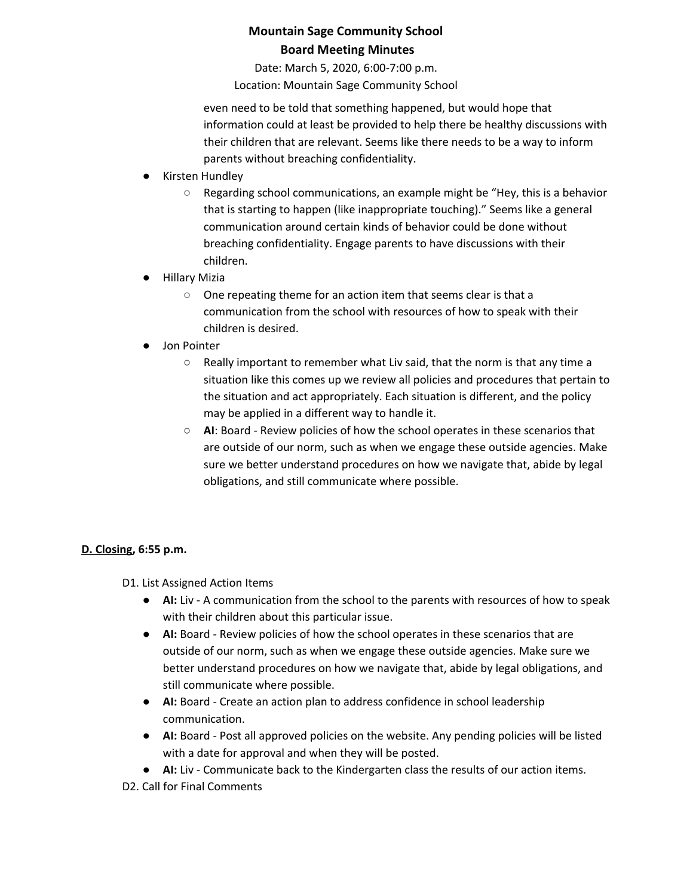even need to be told that something happened, but would hope that information could at least be provided to help there be healthy discussions with their children that are relevant. Seems like there needs to be a way to inform parents without breaching confidentiality.

- Kirsten Hundley
  - Regarding school communications, an example might be "Hey, this is a behavior that is starting to happen (like inappropriate touching)." Seems like a general communication around certain kinds of behavior could be done without breaching confidentiality. Engage parents to have discussions with their children.
- Hillary Mizia
  - One repeating theme for an action item that seems clear is that a communication from the school with resources of how to speak with their children is desired.
- Jon Pointer
  - Really important to remember what Liv said, that the norm is that any time a situation like this comes up we review all policies and procedures that pertain to the situation and act appropriately. Each situation is different, and the policy may be applied in a different way to handle it.
  - **AI**: Board - Review policies of how the school operates in these scenarios that are outside of our norm, such as when we engage these outside agencies. Make sure we better understand procedures on how we navigate that, abide by legal obligations, and still communicate where possible.

**D. Closing, 6:55 p.m.**

D1. List Assigned Action Items

- **AI:** Liv - A communication from the school to the parents with resources of how to speak with their children about this particular issue.
- **AI:** Board - Review policies of how the school operates in these scenarios that are outside of our norm, such as when we engage these outside agencies. Make sure we better understand procedures on how we navigate that, abide by legal obligations, and still communicate where possible.
- **AI:** Board - Create an action plan to address confidence in school leadership communication.
- **AI:** Board - Post all approved policies on the website. Any pending policies will be listed with a date for approval and when they will be posted.
- **AI:** Liv - Communicate back to the Kindergarten class the results of our action items.

D2. Call for Final Comments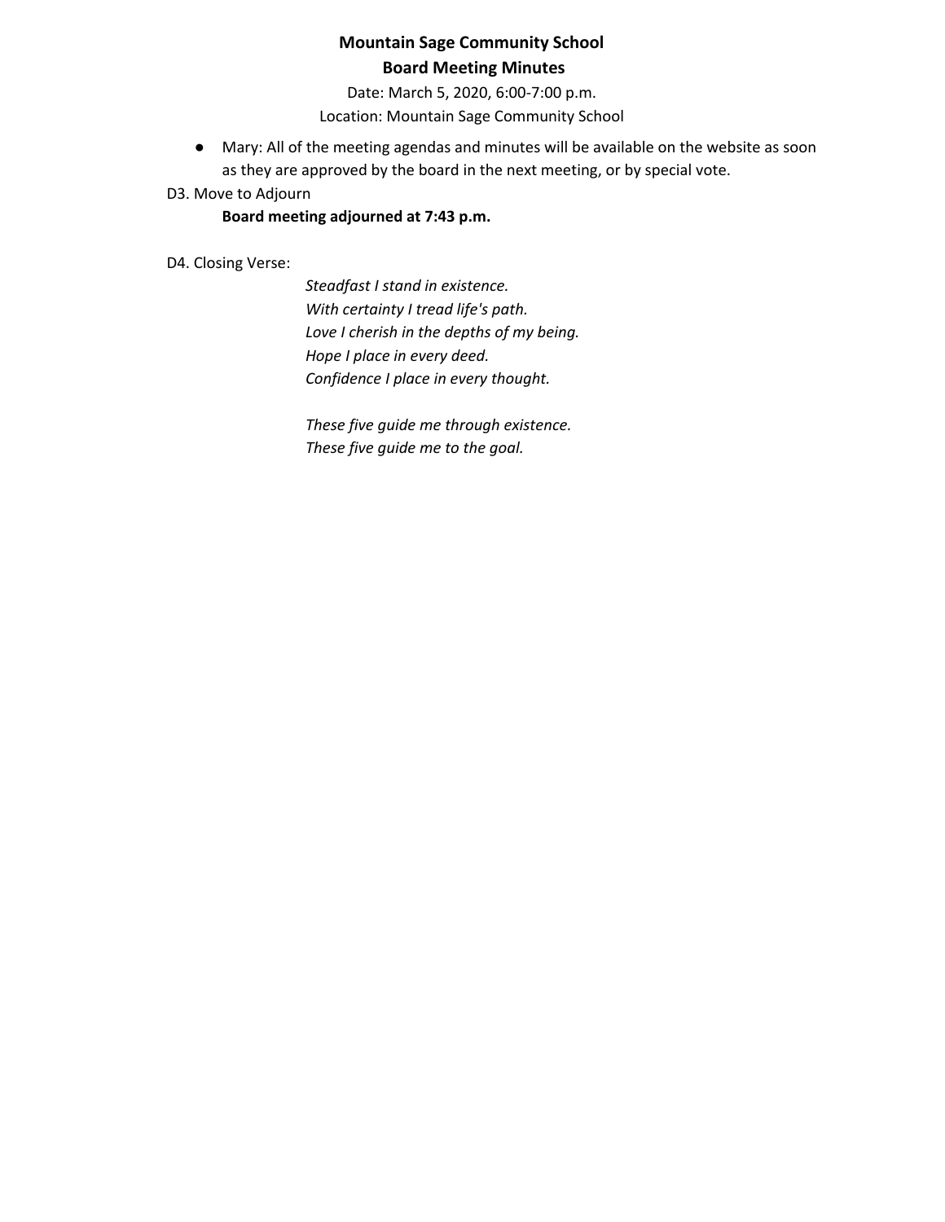- Mary: All of the meeting agendas and minutes will be available on the website as soon as they are approved by the board in the next meeting, or by special vote.

D3. Move to Adjourn

**Board meeting adjourned at 7:43 p.m.**

D4. Closing Verse:

*Steadfast I stand in existence.*
*With certainty I tread life's path.*
*Love I cherish in the depths of my being.*
*Hope I place in every deed.*
*Confidence I place in every thought.*

*These five guide me through existence.*
*These five guide me to the goal.*